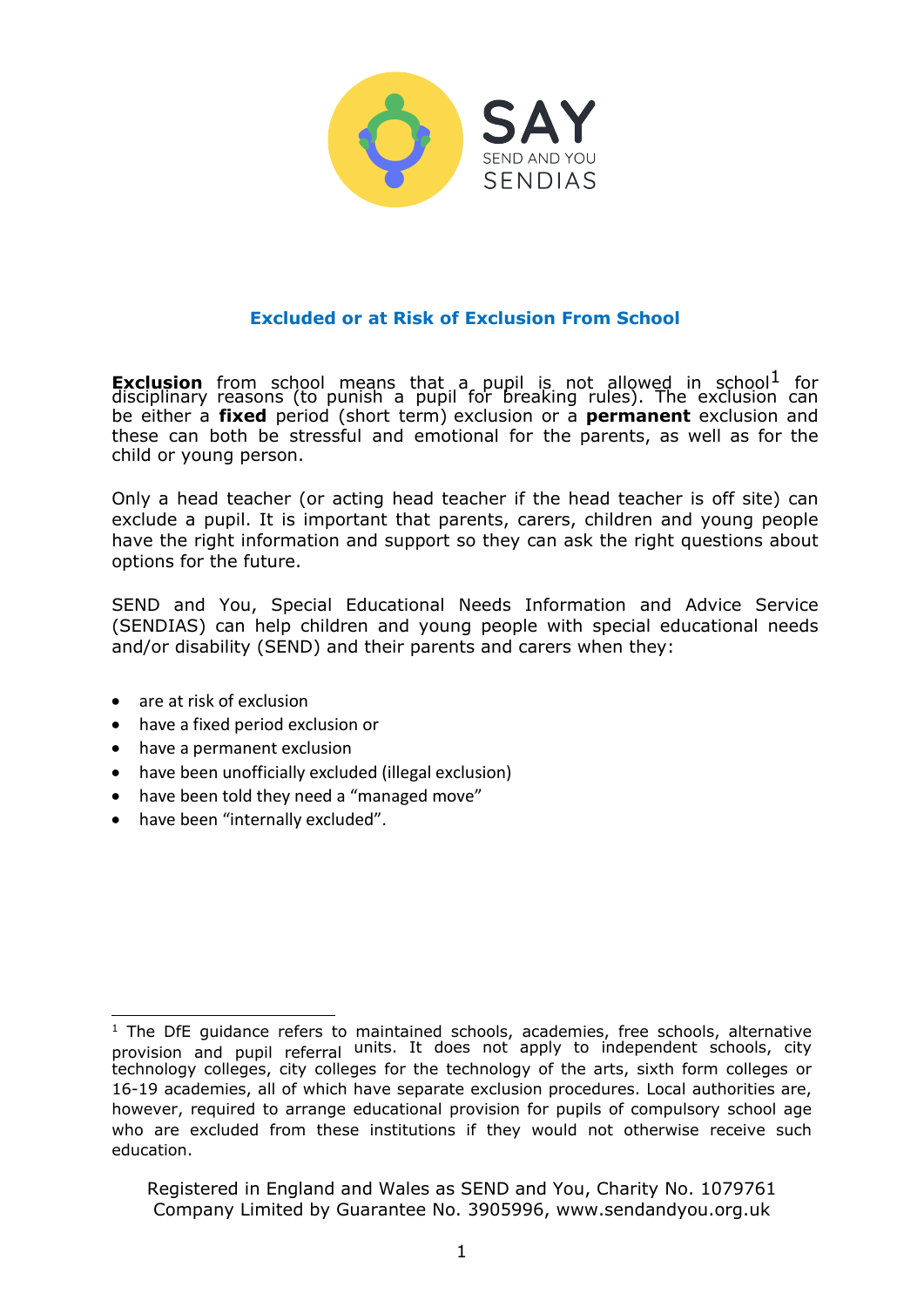SAY
SEND AND YOU
SENDIAS

## Excluded or at Risk of Exclusion From School

**Exclusion** from school means that a pupil is not allowed in school[1] for disciplinary reasons (to punish a pupil for breaking rules). The exclusion can be either a **fixed** period (short term) exclusion or a **permanent** exclusion and these can both be stressful and emotional for the parents, as well as for the child or young person.

Only a head teacher (or acting head teacher if the head teacher is off site) can exclude a pupil. It is important that parents, carers, children and young people have the right information and support so they can ask the right questions about options for the future.

SEND and You, Special Educational Needs Information and Advice Service (SENDIAS) can help children and young people with special educational needs and/or disability (SEND) and their parents and carers when they:

- are at risk of exclusion
- have a fixed period exclusion or
- have a permanent exclusion
- have been unofficially excluded (illegal exclusion)
- have been told they need a "managed move"
- have been "internally excluded".

[1] The DfE guidance refers to maintained schools, academies, free schools, alternative provision and pupil referral units. It does not apply to independent schools, city technology colleges, city colleges for the technology of the arts, sixth form colleges or 16-19 academies, all of which have separate exclusion procedures. Local authorities are, however, required to arrange educational provision for pupils of compulsory school age who are excluded from these institutions if they would not otherwise receive such education.

Registered in England and Wales as SEND and You, Charity No. 1079761
Company Limited by Guarantee No. 3905996, www.sendandyou.org.uk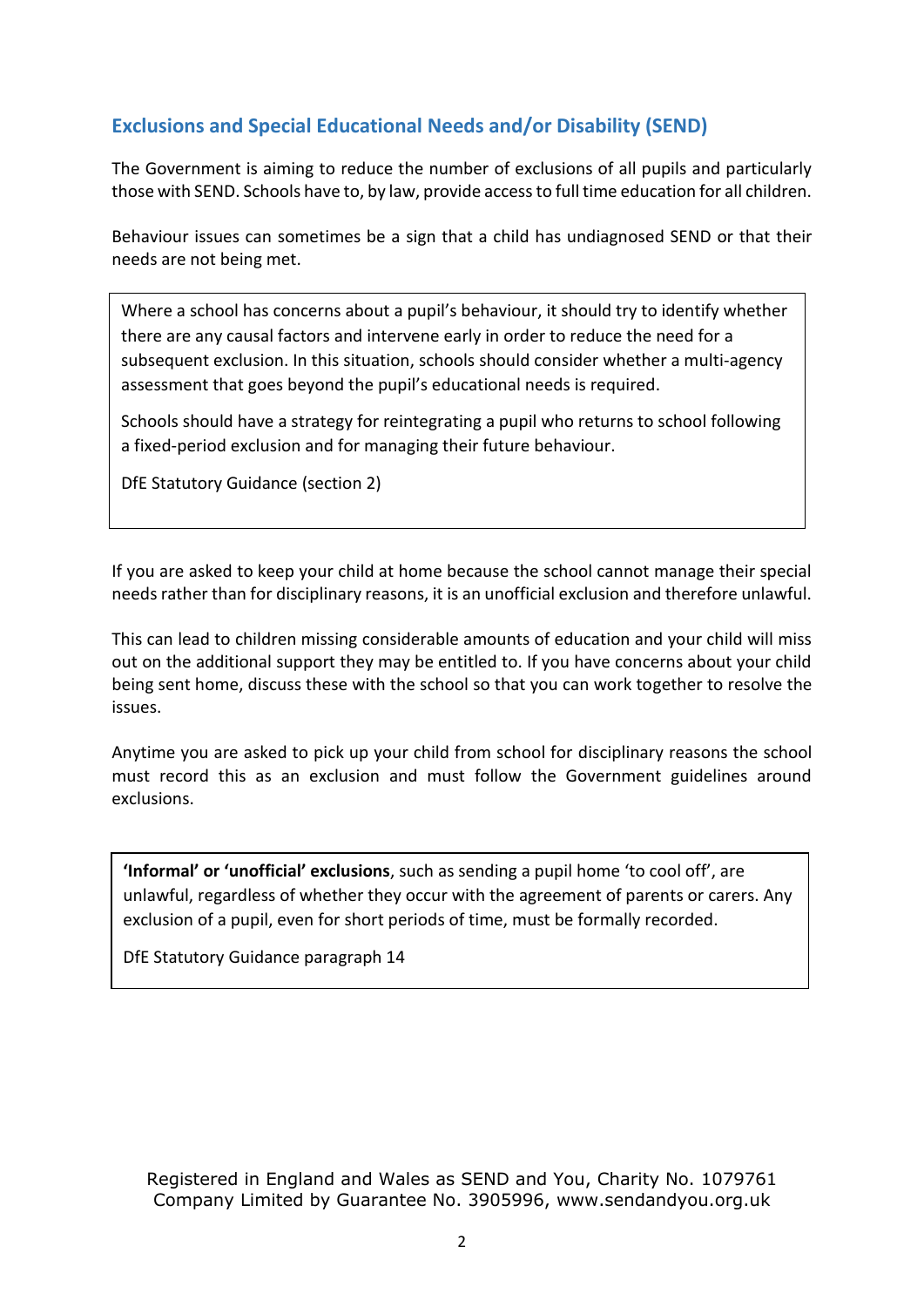## Exclusions and Special Educational Needs and/or Disability (SEND)

The Government is aiming to reduce the number of exclusions of all pupils and particularly those with SEND. Schools have to, by law, provide access to full time education for all children.

Behaviour issues can sometimes be a sign that a child has undiagnosed SEND or that their needs are not being met.

> Where a school has concerns about a pupil's behaviour, it should try to identify whether there are any causal factors and intervene early in order to reduce the need for a subsequent exclusion. In this situation, schools should consider whether a multi-agency assessment that goes beyond the pupil's educational needs is required.
>
> Schools should have a strategy for reintegrating a pupil who returns to school following a fixed-period exclusion and for managing their future behaviour.
>
> DfE Statutory Guidance (section 2)

If you are asked to keep your child at home because the school cannot manage their special needs rather than for disciplinary reasons, it is an unofficial exclusion and therefore unlawful.

This can lead to children missing considerable amounts of education and your child will miss out on the additional support they may be entitled to. If you have concerns about your child being sent home, discuss these with the school so that you can work together to resolve the issues.

Anytime you are asked to pick up your child from school for disciplinary reasons the school must record this as an exclusion and must follow the Government guidelines around exclusions.

> **'Informal' or 'unofficial' exclusions**, such as sending a pupil home 'to cool off', are unlawful, regardless of whether they occur with the agreement of parents or carers. Any exclusion of a pupil, even for short periods of time, must be formally recorded.
>
> DfE Statutory Guidance paragraph 14

Registered in England and Wales as SEND and You, Charity No. 1079761
Company Limited by Guarantee No. 3905996, www.sendandyou.org.uk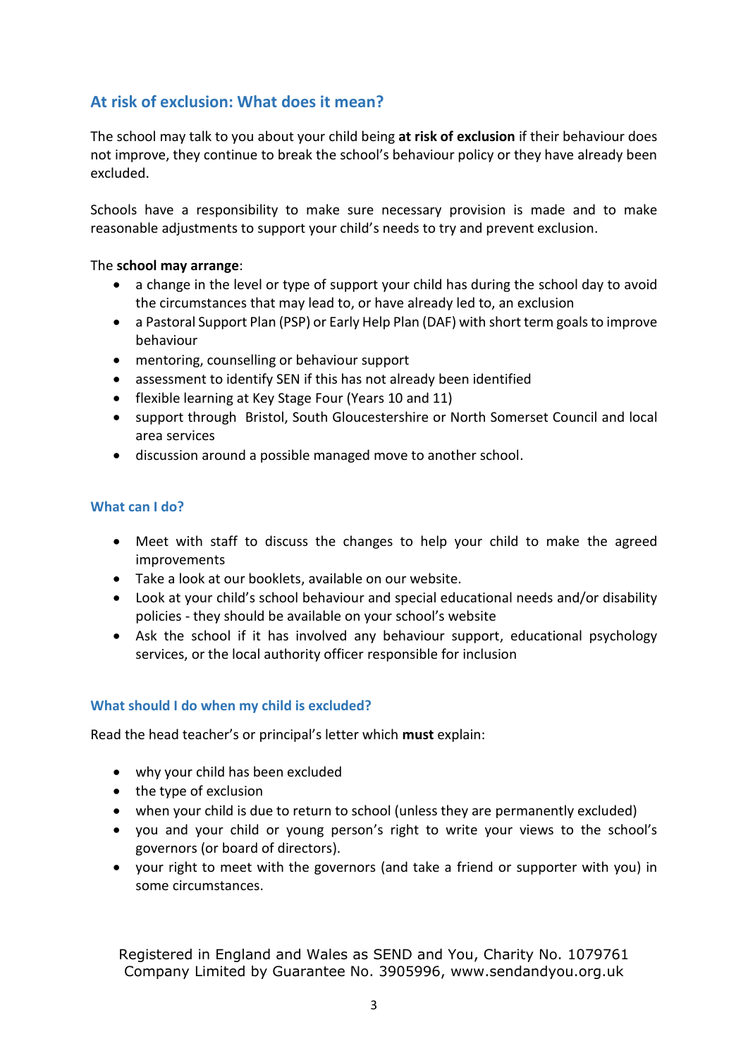## At risk of exclusion: What does it mean?

The school may talk to you about your child being **at risk of exclusion** if their behaviour does not improve, they continue to break the school's behaviour policy or they have already been excluded.

Schools have a responsibility to make sure necessary provision is made and to make reasonable adjustments to support your child's needs to try and prevent exclusion.

The **school may arrange**:

- a change in the level or type of support your child has during the school day to avoid the circumstances that may lead to, or have already led to, an exclusion
- a Pastoral Support Plan (PSP) or Early Help Plan (DAF) with short term goals to improve behaviour
- mentoring, counselling or behaviour support
- assessment to identify SEN if this has not already been identified
- flexible learning at Key Stage Four (Years 10 and 11)
- support through Bristol, South Gloucestershire or North Somerset Council and local area services
- discussion around a possible managed move to another school.

### What can I do?

- Meet with staff to discuss the changes to help your child to make the agreed improvements
- Take a look at our booklets, available on our website.
- Look at your child's school behaviour and special educational needs and/or disability policies - they should be available on your school's website
- Ask the school if it has involved any behaviour support, educational psychology services, or the local authority officer responsible for inclusion

### What should I do when my child is excluded?

Read the head teacher's or principal's letter which **must** explain:

- why your child has been excluded
- the type of exclusion
- when your child is due to return to school (unless they are permanently excluded)
- you and your child or young person's right to write your views to the school's governors (or board of directors).
- your right to meet with the governors (and take a friend or supporter with you) in some circumstances.

Registered in England and Wales as SEND and You, Charity No. 1079761
Company Limited by Guarantee No. 3905996, www.sendandyou.org.uk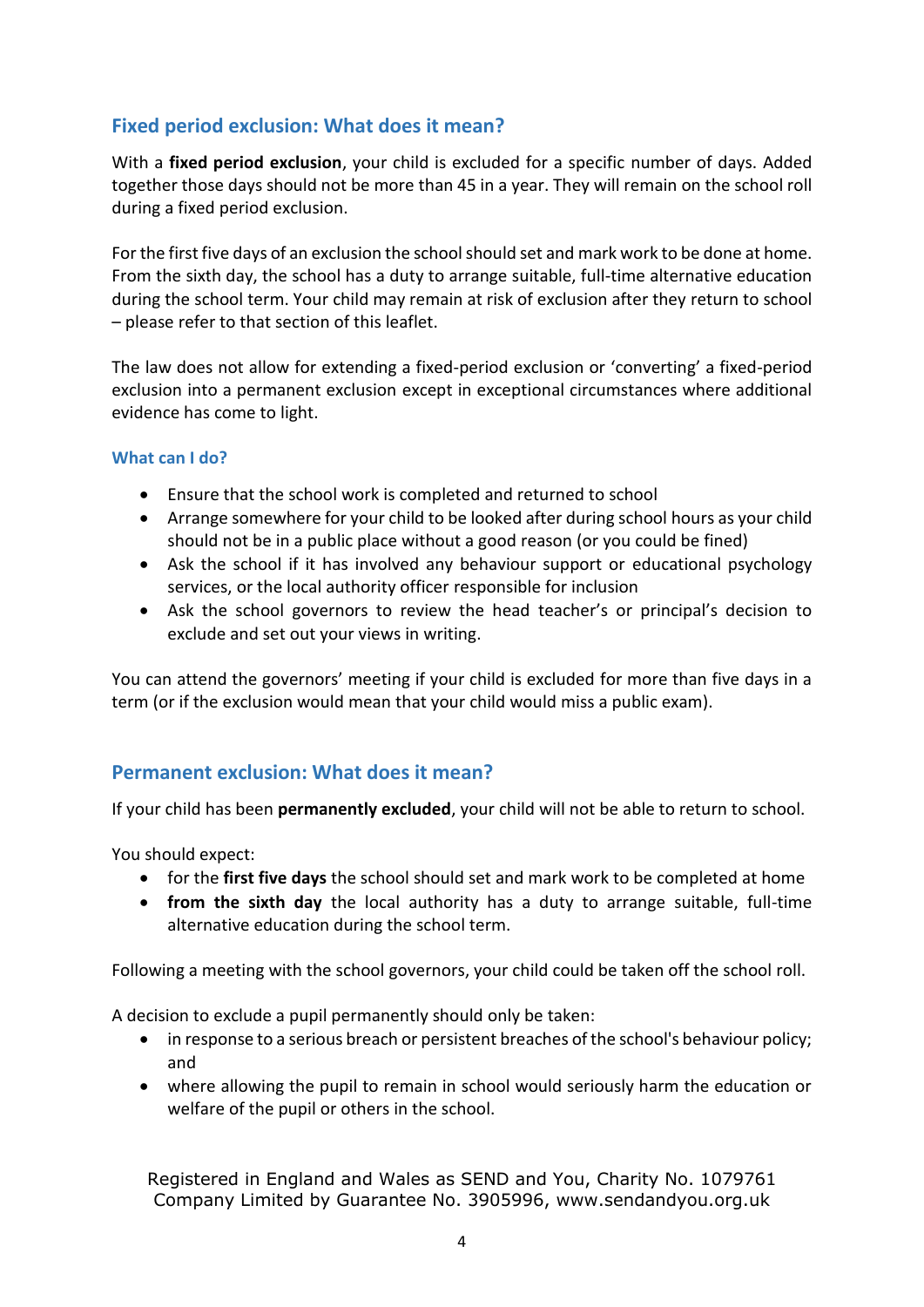## Fixed period exclusion: What does it mean?

With a **fixed period exclusion**, your child is excluded for a specific number of days. Added together those days should not be more than 45 in a year. They will remain on the school roll during a fixed period exclusion.

For the first five days of an exclusion the school should set and mark work to be done at home. From the sixth day, the school has a duty to arrange suitable, full-time alternative education during the school term. Your child may remain at risk of exclusion after they return to school – please refer to that section of this leaflet.

The law does not allow for extending a fixed-period exclusion or 'converting' a fixed-period exclusion into a permanent exclusion except in exceptional circumstances where additional evidence has come to light.

### What can I do?

- Ensure that the school work is completed and returned to school
- Arrange somewhere for your child to be looked after during school hours as your child should not be in a public place without a good reason (or you could be fined)
- Ask the school if it has involved any behaviour support or educational psychology services, or the local authority officer responsible for inclusion
- Ask the school governors to review the head teacher's or principal's decision to exclude and set out your views in writing.

You can attend the governors' meeting if your child is excluded for more than five days in a term (or if the exclusion would mean that your child would miss a public exam).

## Permanent exclusion: What does it mean?

If your child has been **permanently excluded**, your child will not be able to return to school.

You should expect:

- for the **first five days** the school should set and mark work to be completed at home
- **from the sixth day** the local authority has a duty to arrange suitable, full-time alternative education during the school term.

Following a meeting with the school governors, your child could be taken off the school roll.

A decision to exclude a pupil permanently should only be taken:

- in response to a serious breach or persistent breaches of the school's behaviour policy; and
- where allowing the pupil to remain in school would seriously harm the education or welfare of the pupil or others in the school.

Registered in England and Wales as SEND and You, Charity No. 1079761
Company Limited by Guarantee No. 3905996, www.sendandyou.org.uk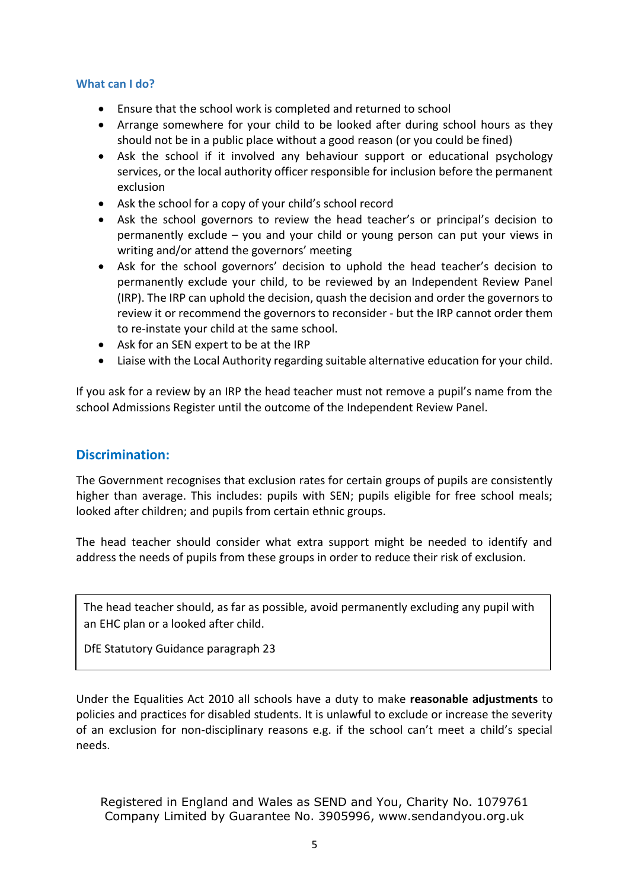### What can I do?

- Ensure that the school work is completed and returned to school
- Arrange somewhere for your child to be looked after during school hours as they should not be in a public place without a good reason (or you could be fined)
- Ask the school if it involved any behaviour support or educational psychology services, or the local authority officer responsible for inclusion before the permanent exclusion
- Ask the school for a copy of your child's school record
- Ask the school governors to review the head teacher's or principal's decision to permanently exclude – you and your child or young person can put your views in writing and/or attend the governors' meeting
- Ask for the school governors' decision to uphold the head teacher's decision to permanently exclude your child, to be reviewed by an Independent Review Panel (IRP). The IRP can uphold the decision, quash the decision and order the governors to review it or recommend the governors to reconsider - but the IRP cannot order them to re-instate your child at the same school.
- Ask for an SEN expert to be at the IRP
- Liaise with the Local Authority regarding suitable alternative education for your child.

If you ask for a review by an IRP the head teacher must not remove a pupil's name from the school Admissions Register until the outcome of the Independent Review Panel.

## Discrimination:

The Government recognises that exclusion rates for certain groups of pupils are consistently higher than average. This includes: pupils with SEN; pupils eligible for free school meals; looked after children; and pupils from certain ethnic groups.

The head teacher should consider what extra support might be needed to identify and address the needs of pupils from these groups in order to reduce their risk of exclusion.

> The head teacher should, as far as possible, avoid permanently excluding any pupil with an EHC plan or a looked after child.
>
> DfE Statutory Guidance paragraph 23

Under the Equalities Act 2010 all schools have a duty to make **reasonable adjustments** to policies and practices for disabled students. It is unlawful to exclude or increase the severity of an exclusion for non-disciplinary reasons e.g. if the school can't meet a child's special needs.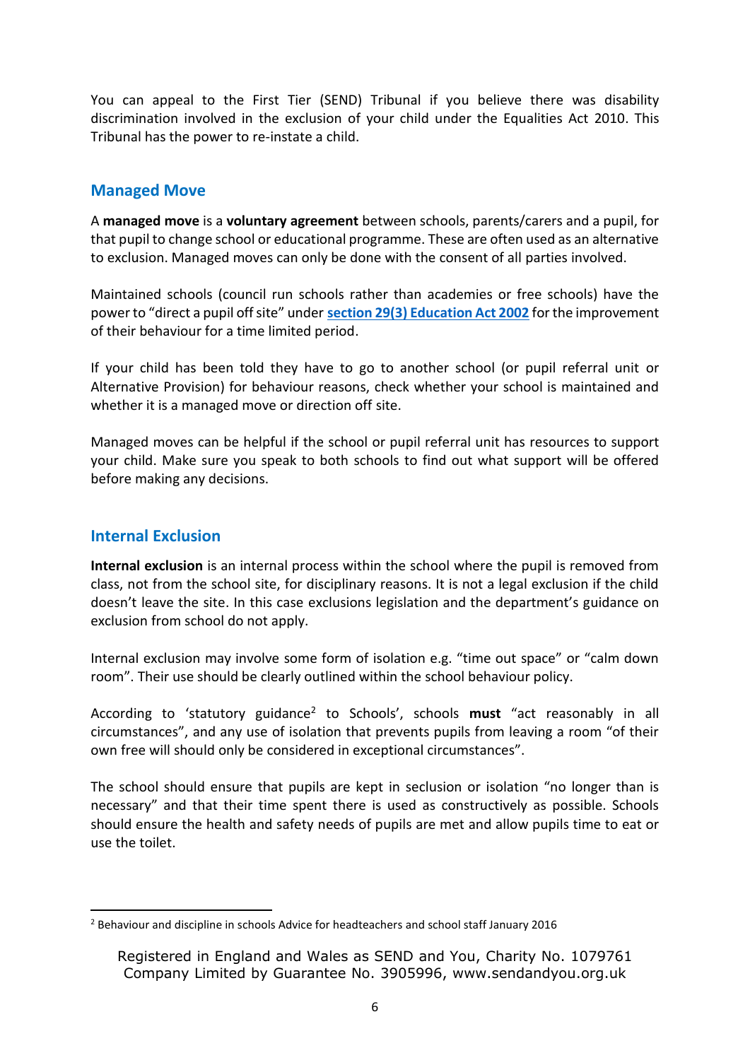You can appeal to the First Tier (SEND) Tribunal if you believe there was disability discrimination involved in the exclusion of your child under the Equalities Act 2010. This Tribunal has the power to re-instate a child.

## Managed Move

A **managed move** is a **voluntary agreement** between schools, parents/carers and a pupil, for that pupil to change school or educational programme. These are often used as an alternative to exclusion. Managed moves can only be done with the consent of all parties involved.

Maintained schools (council run schools rather than academies or free schools) have the power to "direct a pupil off site" under **section 29(3) Education Act 2002** for the improvement of their behaviour for a time limited period.

If your child has been told they have to go to another school (or pupil referral unit or Alternative Provision) for behaviour reasons, check whether your school is maintained and whether it is a managed move or direction off site.

Managed moves can be helpful if the school or pupil referral unit has resources to support your child. Make sure you speak to both schools to find out what support will be offered before making any decisions.

## Internal Exclusion

**Internal exclusion** is an internal process within the school where the pupil is removed from class, not from the school site, for disciplinary reasons. It is not a legal exclusion if the child doesn't leave the site. In this case exclusions legislation and the department's guidance on exclusion from school do not apply.

Internal exclusion may involve some form of isolation e.g. "time out space" or "calm down room". Their use should be clearly outlined within the school behaviour policy.

According to 'statutory guidance[2] to Schools', schools **must** "act reasonably in all circumstances", and any use of isolation that prevents pupils from leaving a room "of their own free will should only be considered in exceptional circumstances".

The school should ensure that pupils are kept in seclusion or isolation "no longer than is necessary" and that their time spent there is used as constructively as possible. Schools should ensure the health and safety needs of pupils are met and allow pupils time to eat or use the toilet.

---

[2] Behaviour and discipline in schools Advice for headteachers and school staff January 2016

Registered in England and Wales as SEND and You, Charity No. 1079761
Company Limited by Guarantee No. 3905996, www.sendandyou.org.uk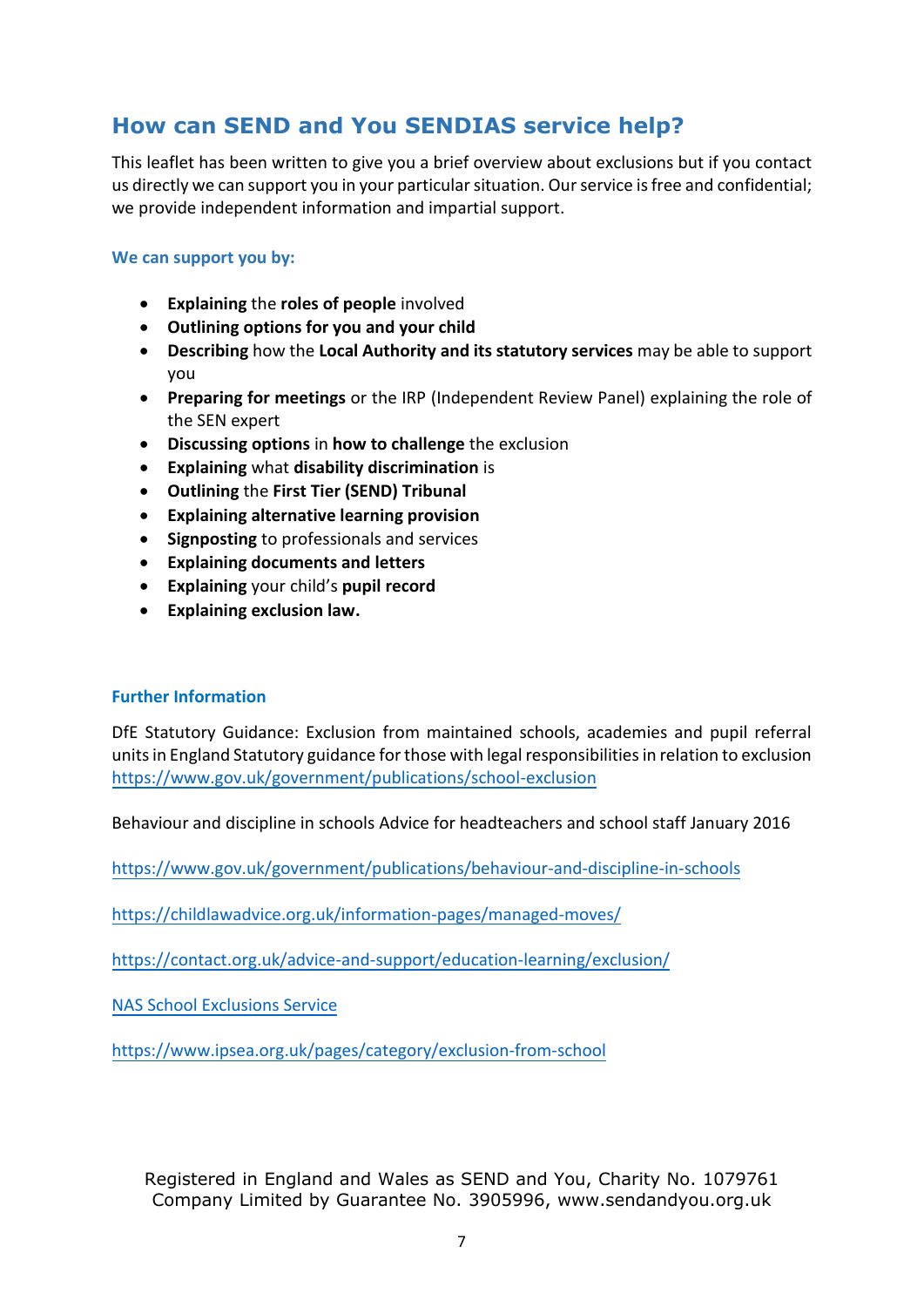## How can SEND and You SENDIAS service help?

This leaflet has been written to give you a brief overview about exclusions but if you contact us directly we can support you in your particular situation. Our service is free and confidential; we provide independent information and impartial support.

### We can support you by:

- **Explaining** the **roles of people** involved
- **Outlining options for you and your child**
- **Describing** how the **Local Authority and its statutory services** may be able to support you
- **Preparing for meetings** or the IRP (Independent Review Panel) explaining the role of the SEN expert
- **Discussing options** in **how to challenge** the exclusion
- **Explaining** what **disability discrimination** is
- **Outlining** the **First Tier (SEND) Tribunal**
- **Explaining alternative learning provision**
- **Signposting** to professionals and services
- **Explaining documents and letters**
- **Explaining** your child's **pupil record**
- **Explaining exclusion law.**

### Further Information

DfE Statutory Guidance: Exclusion from maintained schools, academies and pupil referral units in England Statutory guidance for those with legal responsibilities in relation to exclusion https://www.gov.uk/government/publications/school-exclusion

Behaviour and discipline in schools Advice for headteachers and school staff January 2016

https://www.gov.uk/government/publications/behaviour-and-discipline-in-schools

https://childlawadvice.org.uk/information-pages/managed-moves/

https://contact.org.uk/advice-and-support/education-learning/exclusion/

NAS School Exclusions Service

https://www.ipsea.org.uk/pages/category/exclusion-from-school

Registered in England and Wales as SEND and You, Charity No. 1079761
Company Limited by Guarantee No. 3905996, www.sendandyou.org.uk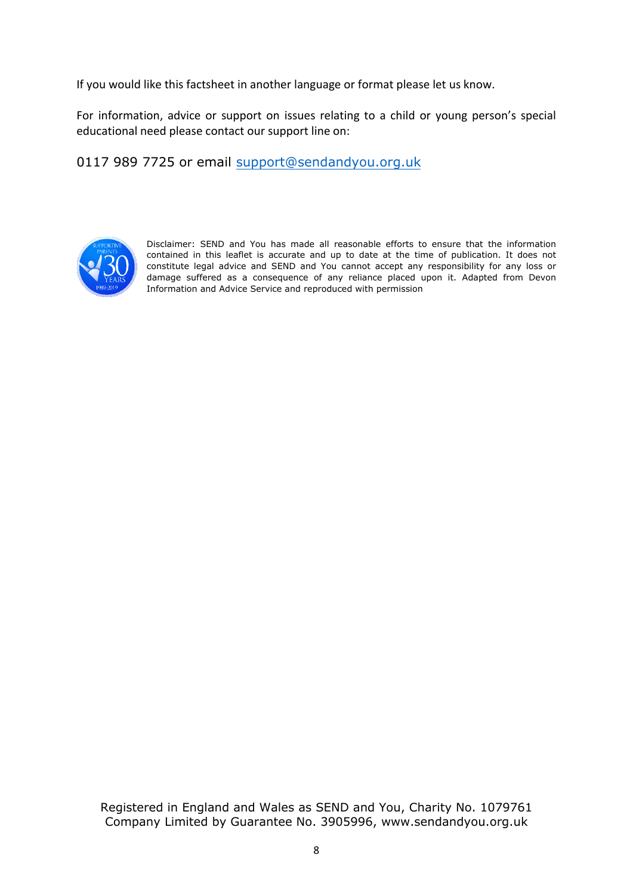If you would like this factsheet in another language or format please let us know.

For information, advice or support on issues relating to a child or young person's special educational need please contact our support line on:

0117 989 7725 or email support@sendandyou.org.uk

Disclaimer: SEND and You has made all reasonable efforts to ensure that the information contained in this leaflet is accurate and up to date at the time of publication. It does not constitute legal advice and SEND and You cannot accept any responsibility for any loss or damage suffered as a consequence of any reliance placed upon it. Adapted from Devon Information and Advice Service and reproduced with permission

Registered in England and Wales as SEND and You, Charity No. 1079761
Company Limited by Guarantee No. 3905996, www.sendandyou.org.uk